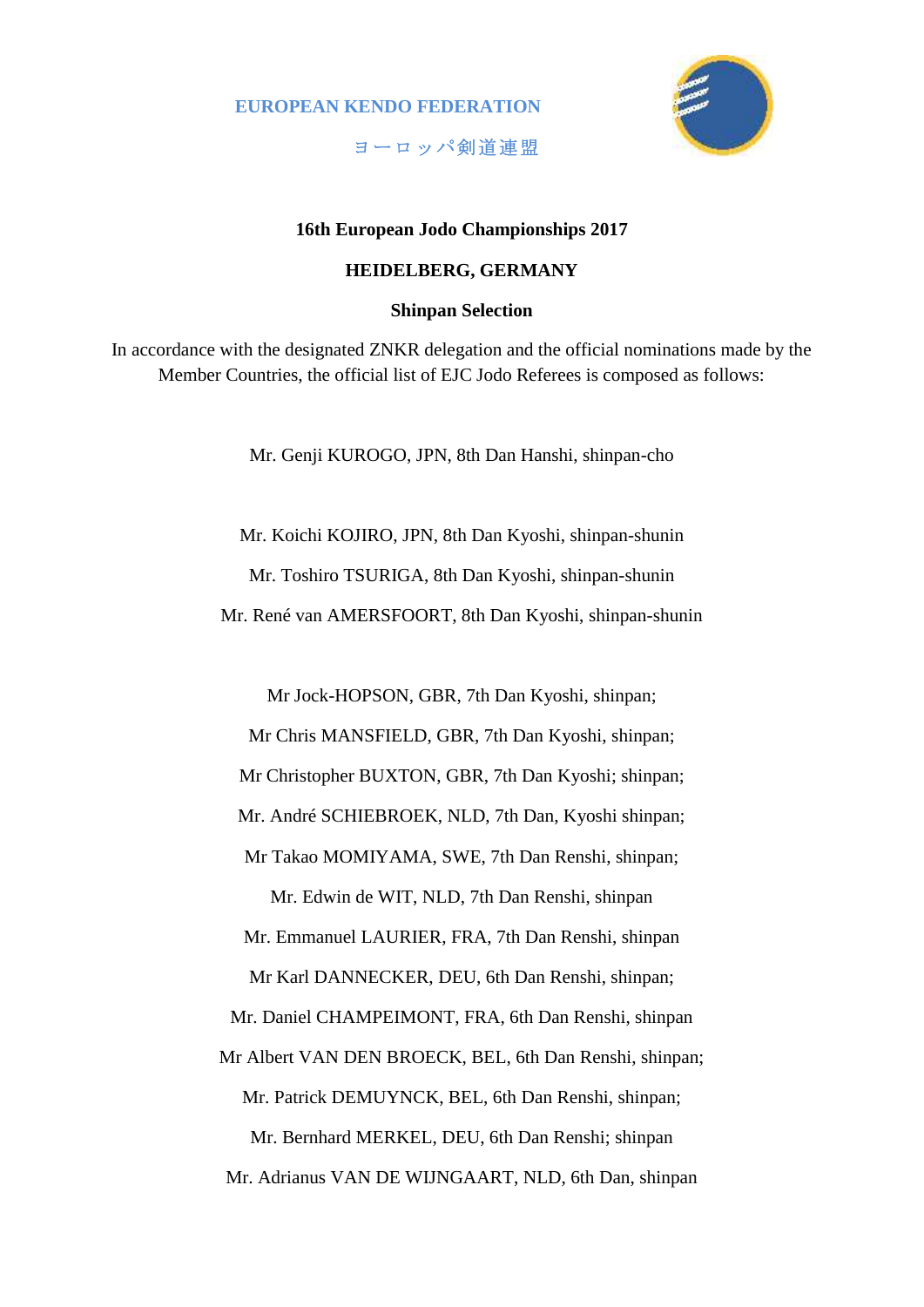EUROPEAN KENDO FEDERATION

ヨーロッパ剣道連盟

**16th European Jodo Championships 2017**

**HEIDELBERG, GERMANY**

**Shinpan Selection**

In accordance with the designated ZNKR delegation and the official nominations made by the Member Countries, the official list of EJC Jodo Referees is composed as follows:

Mr. Genji KUROGO, JPN, 8th Dan Hanshi, shinpan-cho

Mr. Koichi KOJIRO, JPN, 8th Dan Kyoshi, shinpan-shunin

Mr. Toshiro TSURIGA, 8th Dan Kyoshi, shinpan-shunin

Mr. René van AMERSFOORT, 8th Dan Kyoshi, shinpan-shunin

Mr Jock-HOPSON, GBR, 7th Dan Kyoshi, shinpan;

Mr Chris MANSFIELD, GBR, 7th Dan Kyoshi, shinpan;

Mr Christopher BUXTON, GBR, 7th Dan Kyoshi; shinpan;

Mr. André SCHIEBROEK, NLD, 7th Dan, Kyoshi shinpan;

Mr Takao MOMIYAMA, SWE, 7th Dan Renshi, shinpan;

Mr. Edwin de WIT, NLD, 7th Dan Renshi, shinpan

Mr. Emmanuel LAURIER, FRA, 7th Dan Renshi, shinpan

Mr Karl DANNECKER, DEU, 6th Dan Renshi, shinpan;

Mr. Daniel CHAMPEIMONT, FRA, 6th Dan Renshi, shinpan

Mr Albert VAN DEN BROECK, BEL, 6th Dan Renshi, shinpan;

Mr. Patrick DEMUYNCK, BEL, 6th Dan Renshi, shinpan;

Mr. Bernhard MERKEL, DEU, 6th Dan Renshi; shinpan

Mr. Adrianus VAN DE WIJNGAART, NLD, 6th Dan, shinpan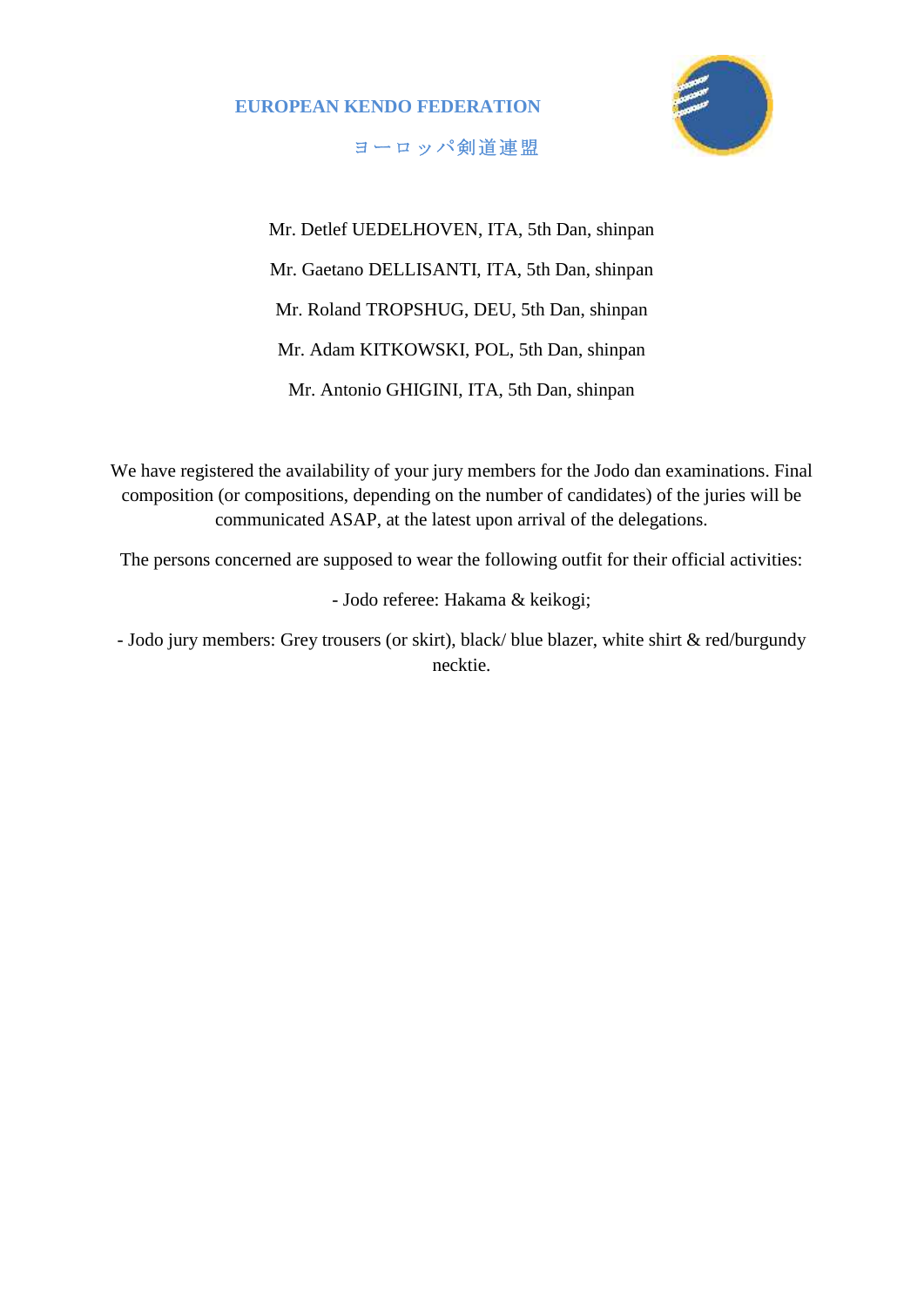**EUROPEAN KENDO FEDERATION**

ヨーロッパ剣道連盟

Mr. Detlef UEDELHOVEN, ITA, 5th Dan, shinpan

Mr. Gaetano DELLISANTI, ITA, 5th Dan, shinpan

Mr. Roland TROPSHUG, DEU, 5th Dan, shinpan

Mr. Adam KITKOWSKI, POL, 5th Dan, shinpan

Mr. Antonio GHIGINI, ITA, 5th Dan, shinpan

We have registered the availability of your jury members for the Jodo dan examinations. Final composition (or compositions, depending on the number of candidates) of the juries will be communicated ASAP, at the latest upon arrival of the delegations.

The persons concerned are supposed to wear the following outfit for their official activities:

- Jodo referee: Hakama & keikogi;

- Jodo jury members: Grey trousers (or skirt), black/ blue blazer, white shirt & red/burgundy necktie.